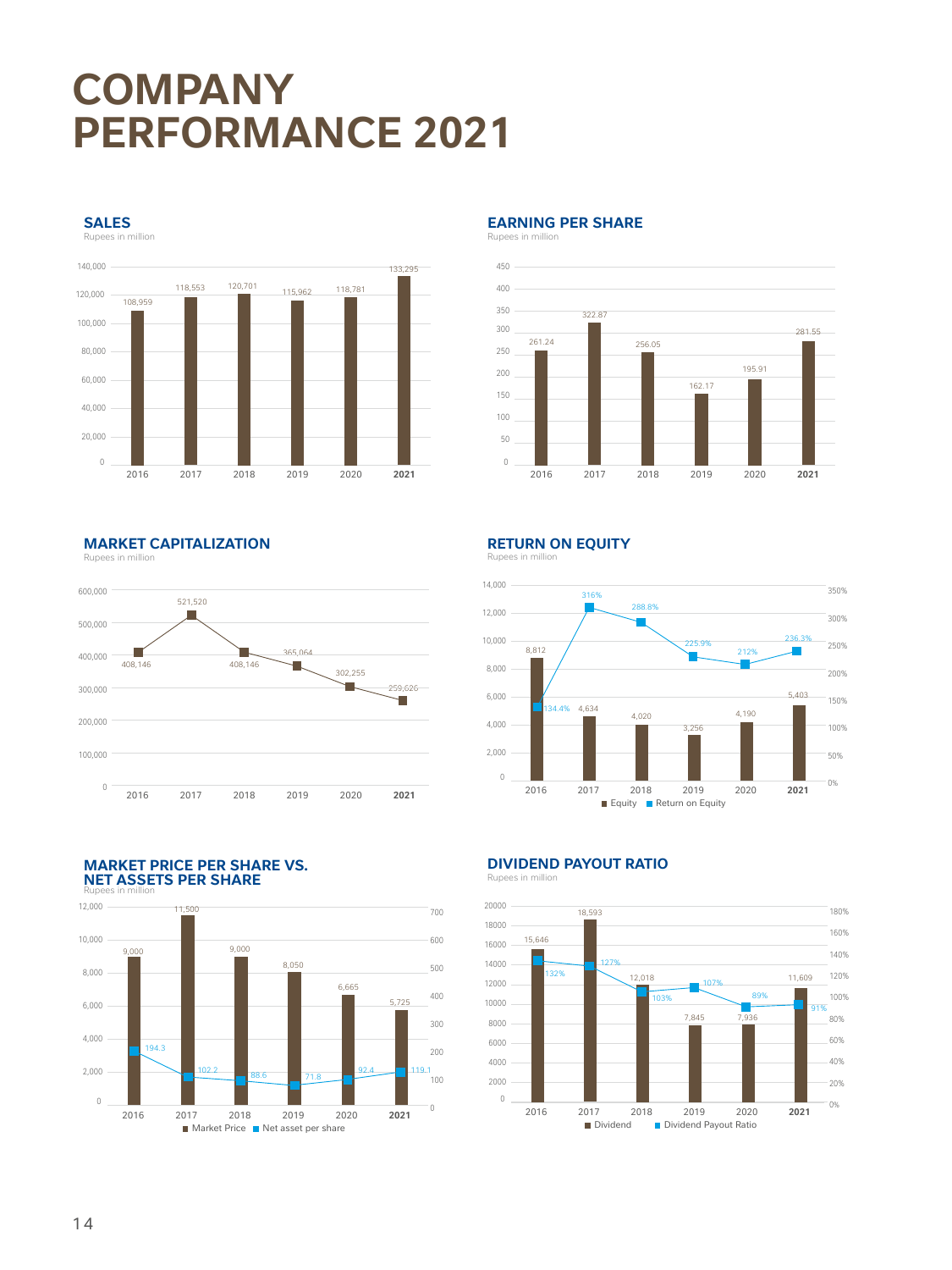# COMPANY PERFORMANCE 2021

### SALES

Rupees in million

| Year | Sales |
|---|---|
| 2016 | 108,959 |
| 2017 | 118,553 |
| 2018 | 120,701 |
| 2019 | 115,962 |
| 2020 | 118,781 |
| **2021** | 133,295 |

### EARNING PER SHARE

Rupees in million

| Year | Earning per share |
|---|---|
| 2016 | 261.24 |
| 2017 | 322.87 |
| 2018 | 256.05 |
| 2019 | 162.17 |
| 2020 | 195.91 |
| **2021** | 281.55 |

### MARKET CAPITALIZATION

Rupees in million

| Year | Market capitalization |
|---|---|
| 2016 | 408,146 |
| 2017 | 521,520 |
| 2018 | 408,146 |
| 2019 | 365,064 |
| 2020 | 302,255 |
| **2021** | 259,626 |

### RETURN ON EQUITY

Rupees in million

| Year | Equity | Return on Equity |
|---|---|---|
| 2016 | 8,812 | 134.4% |
| 2017 | 4,634 | 316% |
| 2018 | 4,020 | 288.8% |
| 2019 | 3,256 | 225.9% |
| 2020 | 4,190 | 212% |
| **2021** | 5,403 | 236.3% |

### MARKET PRICE PER SHARE VS. NET ASSETS PER SHARE

Rupees in million

| Year | Market Price | Net asset per share |
|---|---|---|
| 2016 | 9,000 | 194.3 |
| 2017 | 11,500 | 102.2 |
| 2018 | 9,000 | 88.6 |
| 2019 | 8,050 | 71.8 |
| 2020 | 6,665 | 92.4 |
| **2021** | 5,725 | 119.1 |

### DIVIDEND PAYOUT RATIO

Rupees in million

| Year | Dividend | Dividend Payout Ratio |
|---|---|---|
| 2016 | 15,646 | 132% |
| 2017 | 18,593 | 127% |
| 2018 | 12,018 | 103% |
| 2019 | 7,845 | 107% |
| 2020 | 7,936 | 89% |
| **2021** | 11,609 | 91% |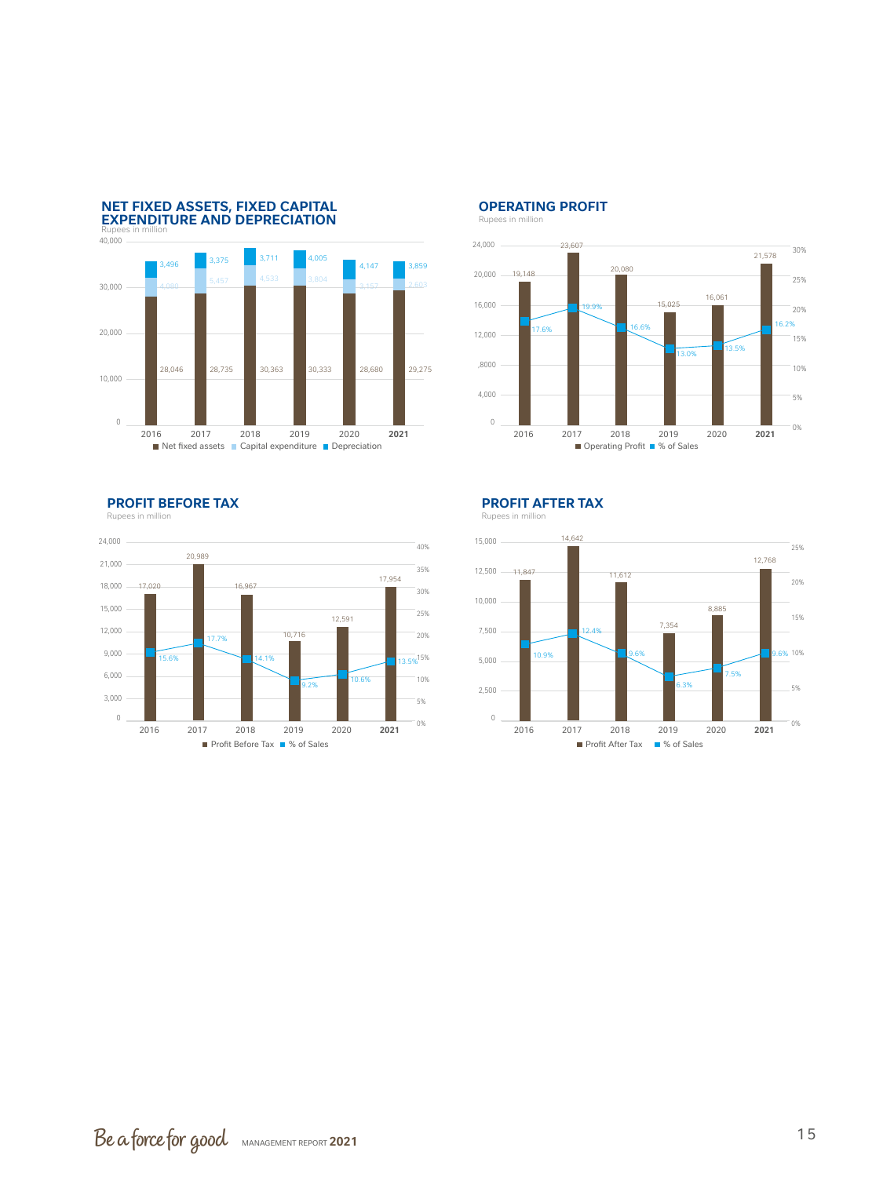## NET FIXED ASSETS, FIXED CAPITAL EXPENDITURE AND DEPRECIATION

Rupees in million

40,000
30,000
20,000
10,000
0

3,496
4,080
28,046
3,375
5,457
28,735
3,711
4,533
30,363
4,005
3,804
30,333
4,147
3,157
28,680
3,859
2,603
29,275

2016 2017 2018 2019 2020 **2021**

Net fixed assets Capital expenditure Depreciation

## OPERATING PROFIT

Rupees in million

24,000
20,000
16,000
12,000
,8000
4,000
0

30%
25%
20%
15%
10%
5%
0%

19,148
17.6%
23,607
19.9%
20,080
16.6%
15,025
13.0%
16,061
13.5%
21,578
16.2%

2016 2017 2018 2019 2020 **2021**

Operating Profit % of Sales

## PROFIT BEFORE TAX

Rupees in million

24,000
21,000
18,000
15,000
12,000
9,000
6,000
3,000
0

40%
35%
30%
25%
20%
15%
10%
5%
0%

17,020
15.6%
20,989
17.7%
16,967
14.1%
10,716
9.2%
12,591
10.6%
17,954
13.5%

2016 2017 2018 2019 2020 **2021**

Profit Before Tax % of Sales

## PROFIT AFTER TAX

Rupees in million

15,000
12,500
10,000
7,500
5,000
2,500
0

25%
20%
15%
10%
5%
0%

11,847
10.9%
14,642
12.4%
11,612
9.6%
7,354
6.3%
8,885
7.5%
12,768
9.6%

2016 2017 2018 2019 2020 **2021**

Profit After Tax % of Sales

Be a force for good MANAGEMENT REPORT **2021**